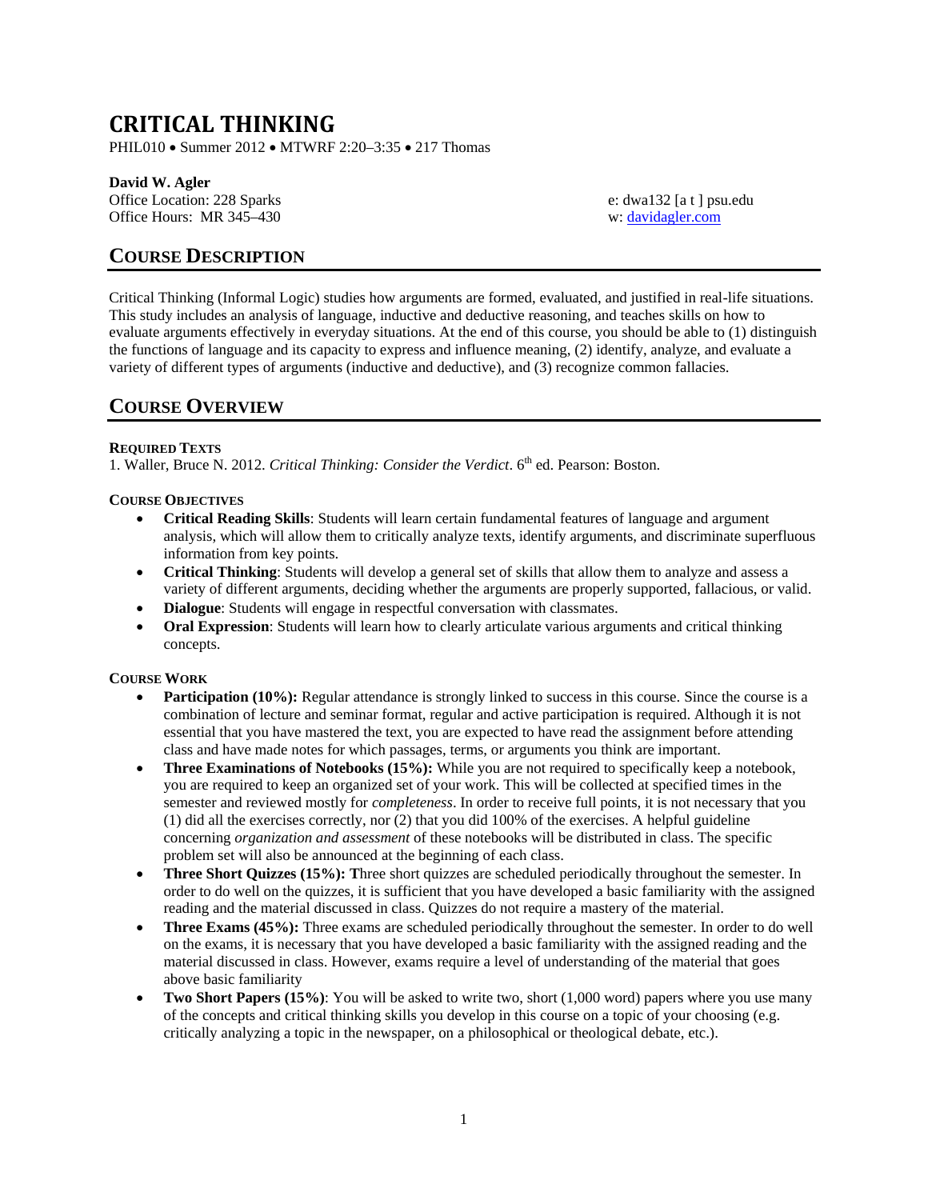# CRITICAL THINKING

PHIL010 • Summer 2012 • MTWRF 2:20–3:35 • 217 Thomas

**David W. Agler**
Office Location: 228 Sparks
Office Hours: MR 345–430

e: dwa132 [a t ] psu.edu
w: davidagler.com

## COURSE DESCRIPTION

Critical Thinking (Informal Logic) studies how arguments are formed, evaluated, and justified in real-life situations. This study includes an analysis of language, inductive and deductive reasoning, and teaches skills on how to evaluate arguments effectively in everyday situations. At the end of this course, you should be able to (1) distinguish the functions of language and its capacity to express and influence meaning, (2) identify, analyze, and evaluate a variety of different types of arguments (inductive and deductive), and (3) recognize common fallacies.

## COURSE OVERVIEW

### REQUIRED TEXTS

1. Waller, Bruce N. 2012. *Critical Thinking: Consider the Verdict*. 6th ed. Pearson: Boston.

### COURSE OBJECTIVES

- **Critical Reading Skills**: Students will learn certain fundamental features of language and argument analysis, which will allow them to critically analyze texts, identify arguments, and discriminate superfluous information from key points.
- **Critical Thinking**: Students will develop a general set of skills that allow them to analyze and assess a variety of different arguments, deciding whether the arguments are properly supported, fallacious, or valid.
- **Dialogue**: Students will engage in respectful conversation with classmates.
- **Oral Expression**: Students will learn how to clearly articulate various arguments and critical thinking concepts.

### COURSE WORK

- **Participation (10%):** Regular attendance is strongly linked to success in this course. Since the course is a combination of lecture and seminar format, regular and active participation is required. Although it is not essential that you have mastered the text, you are expected to have read the assignment before attending class and have made notes for which passages, terms, or arguments you think are important.
- **Three Examinations of Notebooks (15%):** While you are not required to specifically keep a notebook, you are required to keep an organized set of your work. This will be collected at specified times in the semester and reviewed mostly for *completeness*. In order to receive full points, it is not necessary that you (1) did all the exercises correctly, nor (2) that you did 100% of the exercises. A helpful guideline concerning *organization and assessment* of these notebooks will be distributed in class. The specific problem set will also be announced at the beginning of each class.
- **Three Short Quizzes (15%): T**hree short quizzes are scheduled periodically throughout the semester. In order to do well on the quizzes, it is sufficient that you have developed a basic familiarity with the assigned reading and the material discussed in class. Quizzes do not require a mastery of the material.
- **Three Exams (45%):** Three exams are scheduled periodically throughout the semester. In order to do well on the exams, it is necessary that you have developed a basic familiarity with the assigned reading and the material discussed in class. However, exams require a level of understanding of the material that goes above basic familiarity
- **Two Short Papers (15%)**: You will be asked to write two, short (1,000 word) papers where you use many of the concepts and critical thinking skills you develop in this course on a topic of your choosing (e.g. critically analyzing a topic in the newspaper, on a philosophical or theological debate, etc.).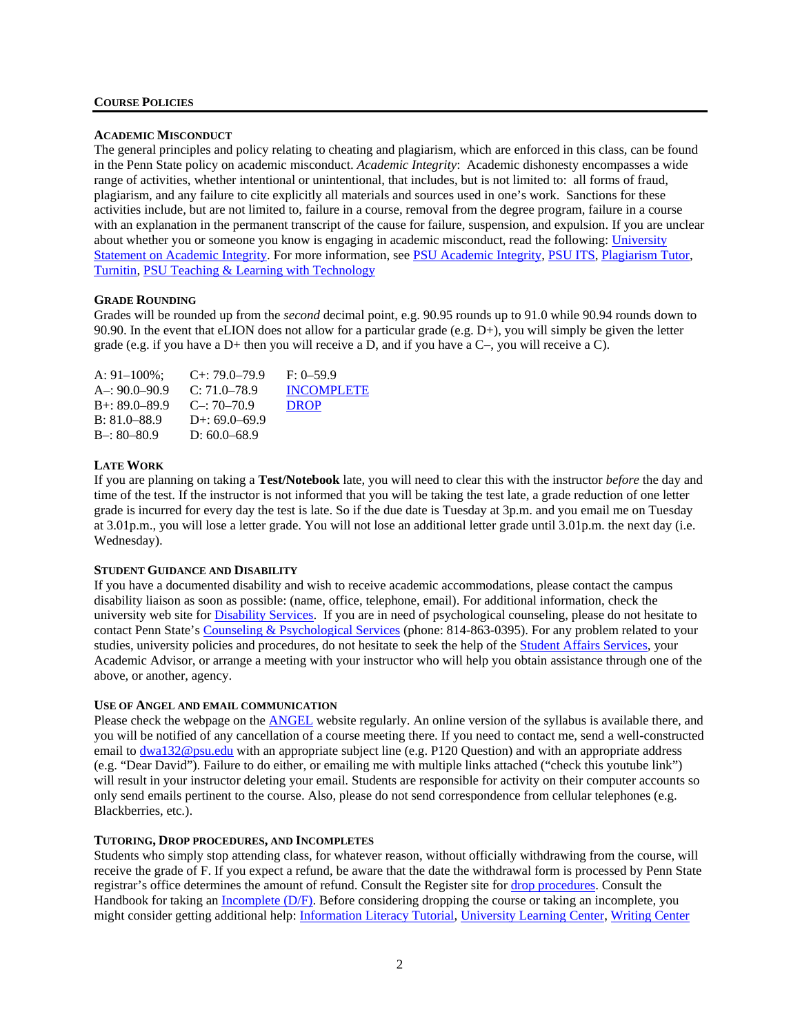## Course Policies

### Academic Misconduct

The general principles and policy relating to cheating and plagiarism, which are enforced in this class, can be found in the Penn State policy on academic misconduct. *Academic Integrity*: Academic dishonesty encompasses a wide range of activities, whether intentional or unintentional, that includes, but is not limited to: all forms of fraud, plagiarism, and any failure to cite explicitly all materials and sources used in one's work. Sanctions for these activities include, but are not limited to, failure in a course, removal from the degree program, failure in a course with an explanation in the permanent transcript of the cause for failure, suspension, and expulsion. If you are unclear about whether you or someone you know is engaging in academic misconduct, read the following: University Statement on Academic Integrity. For more information, see PSU Academic Integrity, PSU ITS, Plagiarism Tutor, Turnitin, PSU Teaching & Learning with Technology

### Grade Rounding

Grades will be rounded up from the *second* decimal point, e.g. 90.95 rounds up to 91.0 while 90.94 rounds down to 90.90. In the event that eLION does not allow for a particular grade (e.g. D+), you will simply be given the letter grade (e.g. if you have a D+ then you will receive a D, and if you have a C–, you will receive a C).

| | | |
|---|---|---|
| A: 91–100%; | C+: 79.0–79.9 | F: 0–59.9 |
| A–: 90.0–90.9 | C: 71.0–78.9 | INCOMPLETE |
| B+: 89.0–89.9 | C–: 70–70.9 | DROP |
| B: 81.0–88.9 | D+: 69.0–69.9 | |
| B–: 80–80.9 | D: 60.0–68.9 | |

### Late Work

If you are planning on taking a **Test/Notebook** late, you will need to clear this with the instructor *before* the day and time of the test. If the instructor is not informed that you will be taking the test late, a grade reduction of one letter grade is incurred for every day the test is late. So if the due date is Tuesday at 3p.m. and you email me on Tuesday at 3.01p.m., you will lose a letter grade. You will not lose an additional letter grade until 3.01p.m. the next day (i.e. Wednesday).

### Student Guidance and Disability

If you have a documented disability and wish to receive academic accommodations, please contact the campus disability liaison as soon as possible: (name, office, telephone, email). For additional information, check the university web site for Disability Services. If you are in need of psychological counseling, please do not hesitate to contact Penn State's Counseling & Psychological Services (phone: 814-863-0395). For any problem related to your studies, university policies and procedures, do not hesitate to seek the help of the Student Affairs Services, your Academic Advisor, or arrange a meeting with your instructor who will help you obtain assistance through one of the above, or another, agency.

### Use of ANGEL and Email Communication

Please check the webpage on the ANGEL website regularly. An online version of the syllabus is available there, and you will be notified of any cancellation of a course meeting there. If you need to contact me, send a well-constructed email to dwa132@psu.edu with an appropriate subject line (e.g. P120 Question) and with an appropriate address (e.g. "Dear David"). Failure to do either, or emailing me with multiple links attached ("check this youtube link") will result in your instructor deleting your email. Students are responsible for activity on their computer accounts so only send emails pertinent to the course. Also, please do not send correspondence from cellular telephones (e.g. Blackberries, etc.).

### Tutoring, Drop Procedures, and Incompletes

Students who simply stop attending class, for whatever reason, without officially withdrawing from the course, will receive the grade of F. If you expect a refund, be aware that the date the withdrawal form is processed by Penn State registrar's office determines the amount of refund. Consult the Register site for drop procedures. Consult the Handbook for taking an Incomplete (D/F). Before considering dropping the course or taking an incomplete, you might consider getting additional help: Information Literacy Tutorial, University Learning Center, Writing Center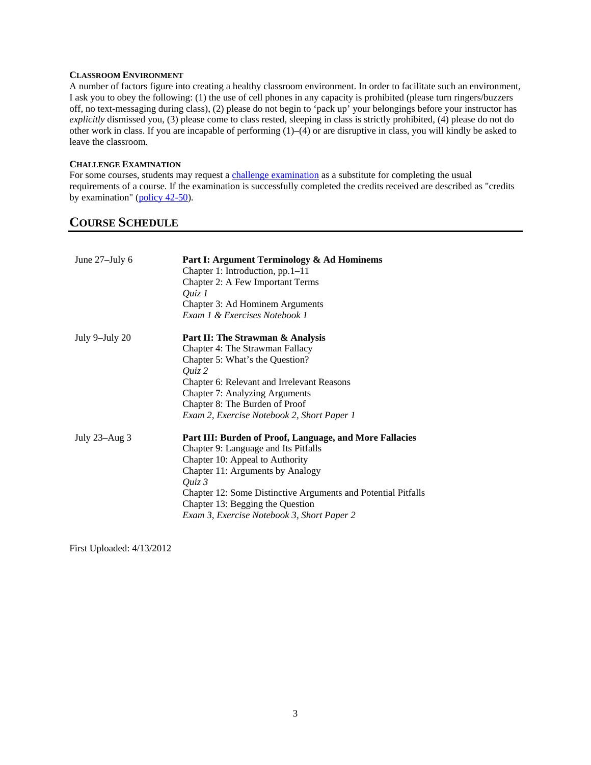#### Classroom Environment

A number of factors figure into creating a healthy classroom environment. In order to facilitate such an environment, I ask you to obey the following: (1) the use of cell phones in any capacity is prohibited (please turn ringers/buzzers off, no text-messaging during class), (2) please do not begin to 'pack up' your belongings before your instructor has *explicitly* dismissed you, (3) please come to class rested, sleeping in class is strictly prohibited, (4) please do not do other work in class. If you are incapable of performing (1)–(4) or are disruptive in class, you will kindly be asked to leave the classroom.

#### Challenge Examination

For some courses, students may request a challenge examination as a substitute for completing the usual requirements of a course. If the examination is successfully completed the credits received are described as "credits by examination" (policy 42-50).

## Course Schedule

| | |
|---|---|
| June 27–July 6 | **Part I: Argument Terminology & Ad Hominems**<br>Chapter 1: Introduction, pp.1–11<br>Chapter 2: A Few Important Terms<br>*Quiz 1*<br>Chapter 3: Ad Hominem Arguments<br>*Exam 1 & Exercises Notebook 1* |
| July 9–July 20 | **Part II: The Strawman & Analysis**<br>Chapter 4: The Strawman Fallacy<br>Chapter 5: What's the Question?<br>*Quiz 2*<br>Chapter 6: Relevant and Irrelevant Reasons<br>Chapter 7: Analyzing Arguments<br>Chapter 8: The Burden of Proof<br>*Exam 2, Exercise Notebook 2, Short Paper 1* |
| July 23–Aug 3 | **Part III: Burden of Proof, Language, and More Fallacies**<br>Chapter 9: Language and Its Pitfalls<br>Chapter 10: Appeal to Authority<br>Chapter 11: Arguments by Analogy<br>*Quiz 3*<br>Chapter 12: Some Distinctive Arguments and Potential Pitfalls<br>Chapter 13: Begging the Question<br>*Exam 3, Exercise Notebook 3, Short Paper 2* |

First Uploaded: 4/13/2012